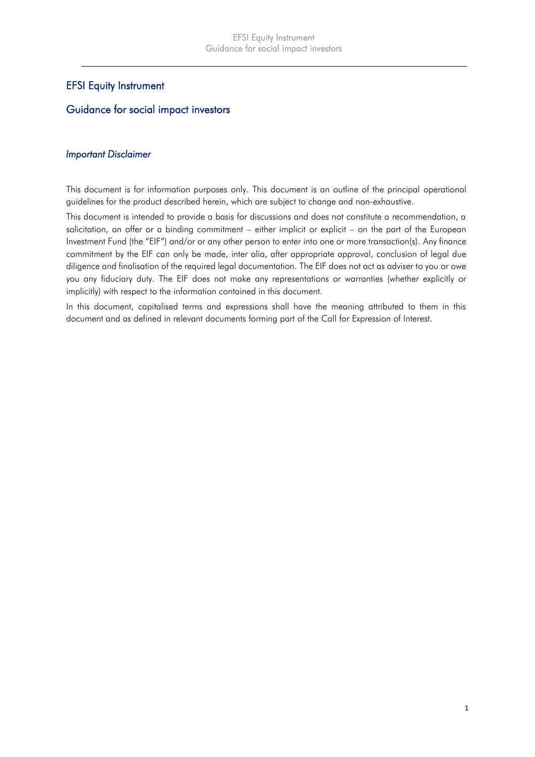# EFSI Equity Instrument

## Guidance for social impact investors

### *Important Disclaimer*

This document is for information purposes only. This document is an outline of the principal operational guidelines for the product described herein, which are subject to change and non-exhaustive.

This document is intended to provide a basis for discussions and does not constitute a recommendation, a solicitation, an offer or a binding commitment – either implicit or explicit – on the part of the European Investment Fund (the "EIF") and/or or any other person to enter into one or more transaction(s). Any finance commitment by the EIF can only be made, inter alia, after appropriate approval, conclusion of legal due diligence and finalisation of the required legal documentation. The EIF does not act as adviser to you or owe you any fiduciary duty. The EIF does not make any representations or warranties (whether explicitly or implicitly) with respect to the information contained in this document.

In this document, capitalised terms and expressions shall have the meaning attributed to them in this document and as defined in relevant documents forming part of the Call for Expression of Interest.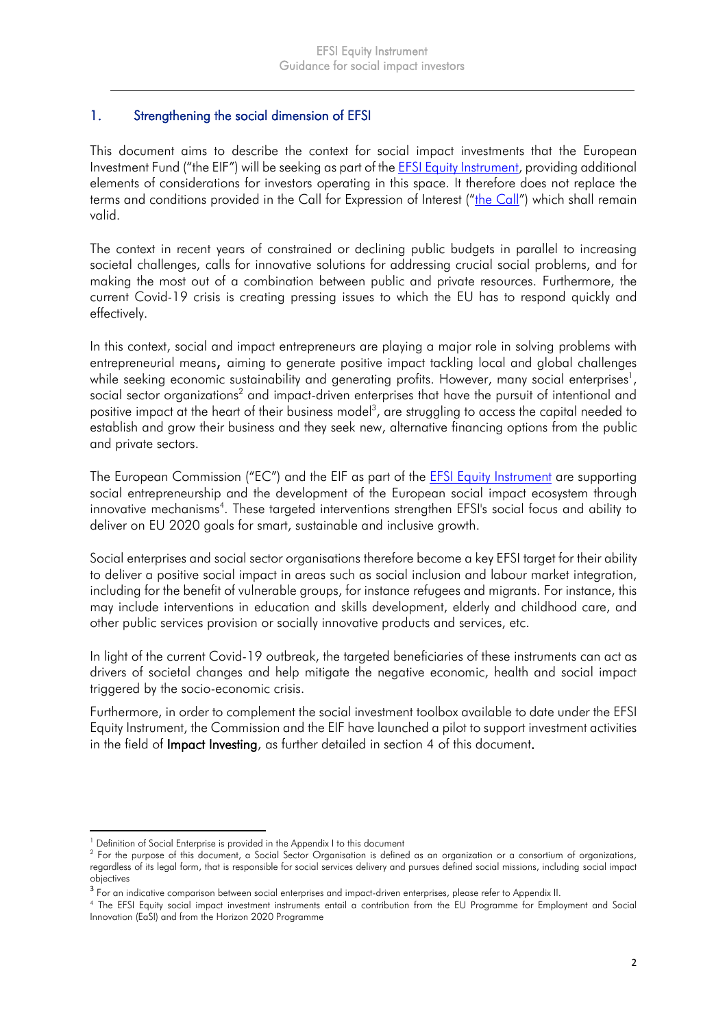## 1. Strengthening the social dimension of EFSI

This document aims to describe the context for social impact investments that the European Investment Fund ("the EIF") will be seeking as part of the EFSI Equity Instrument, providing additional elements of considerations for investors operating in this space. It therefore does not replace the terms and conditions provided in the Call for Expression of Interest ("the Call") which shall remain valid.

The context in recent years of constrained or declining public budgets in parallel to increasing societal challenges, calls for innovative solutions for addressing crucial social problems, and for making the most out of a combination between public and private resources. Furthermore, the current Covid-19 crisis is creating pressing issues to which the EU has to respond quickly and effectively.

In this context, social and impact entrepreneurs are playing a major role in solving problems with entrepreneurial means, aiming to generate positive impact tackling local and global challenges while seeking economic sustainability and generating profits. However, many social enterprises[1], social sector organizations[2] and impact-driven enterprises that have the pursuit of intentional and positive impact at the heart of their business model[3], are struggling to access the capital needed to establish and grow their business and they seek new, alternative financing options from the public and private sectors.

The European Commission ("EC") and the EIF as part of the EFSI Equity Instrument are supporting social entrepreneurship and the development of the European social impact ecosystem through innovative mechanisms[4]. These targeted interventions strengthen EFSI's social focus and ability to deliver on EU 2020 goals for smart, sustainable and inclusive growth.

Social enterprises and social sector organisations therefore become a key EFSI target for their ability to deliver a positive social impact in areas such as social inclusion and labour market integration, including for the benefit of vulnerable groups, for instance refugees and migrants. For instance, this may include interventions in education and skills development, elderly and childhood care, and other public services provision or socially innovative products and services, etc.

In light of the current Covid-19 outbreak, the targeted beneficiaries of these instruments can act as drivers of societal changes and help mitigate the negative economic, health and social impact triggered by the socio-economic crisis.

Furthermore, in order to complement the social investment toolbox available to date under the EFSI Equity Instrument, the Commission and the EIF have launched a pilot to support investment activities in the field of **Impact Investing**, as further detailed in section 4 of this document.

---

[1] Definition of Social Enterprise is provided in the Appendix I to this document

[2] For the purpose of this document, a Social Sector Organisation is defined as an organization or a consortium of organizations, regardless of its legal form, that is responsible for social services delivery and pursues defined social missions, including social impact objectives

[3] For an indicative comparison between social enterprises and impact-driven enterprises, please refer to Appendix II.

[4] The EFSI Equity social impact investment instruments entail a contribution from the EU Programme for Employment and Social Innovation (EaSI) and from the Horizon 2020 Programme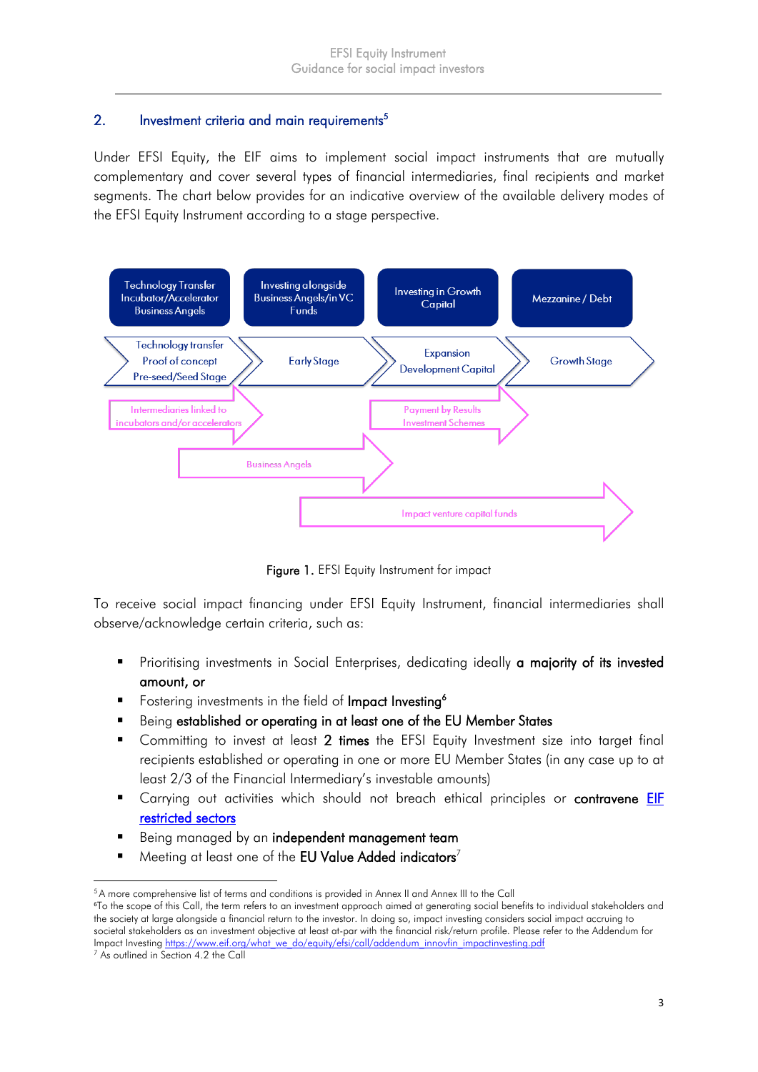## 2. Investment criteria and main requirements[5]

Under EFSI Equity, the EIF aims to implement social impact instruments that are mutually complementary and cover several types of financial intermediaries, final recipients and market segments. The chart below provides for an indicative overview of the available delivery modes of the EFSI Equity Instrument according to a stage perspective.

Technology Transfer Incubator/Accelerator Business Angels | Investing alongside Business Angels/in VC Funds | Investing in Growth Capital | Mezzanine / Debt

Technology transfer Proof of concept Pre-seed/Seed Stage | Early Stage | Expansion Development Capital | Growth Stage

Intermediaries linked to incubators and/or accelerators

Payment by Results Investment Schemes

Business Angels

Impact venture capital funds

**Figure 1.** EFSI Equity Instrument for impact

To receive social impact financing under EFSI Equity Instrument, financial intermediaries shall observe/acknowledge certain criteria, such as:

- Prioritising investments in Social Enterprises, dedicating ideally **a majority of its invested amount, or**
- Fostering investments in the field of **Impact Investing**[6]
- Being **established or operating in at least one of the EU Member States**
- Committing to invest at least **2 times** the EFSI Equity Investment size into target final recipients established or operating in one or more EU Member States (in any case up to at least 2/3 of the Financial Intermediary's investable amounts)
- Carrying out activities which should not breach ethical principles or **contravene** [EIF restricted sectors]
- Being managed by an **independent management team**
- Meeting at least one of the **EU Value Added indicators**[7]

---

[5] A more comprehensive list of terms and conditions is provided in Annex II and Annex III to the Call

[6] To the scope of this Call, the term refers to an investment approach aimed at generating social benefits to individual stakeholders and the society at large alongside a financial return to the investor. In doing so, impact investing considers social impact accruing to societal stakeholders as an investment objective at least at-par with the financial risk/return profile. Please refer to the Addendum for Impact Investing https://www.eif.org/what_we_do/equity/efsi/call/addendum_innovfin_impactinvesting.pdf

[7] As outlined in Section 4.2 the Call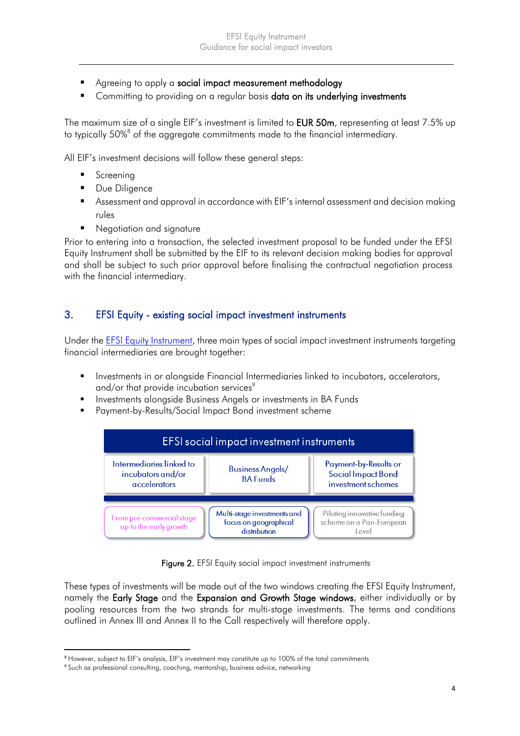- Agreeing to apply a **social impact measurement methodology**
- Committing to providing on a regular basis **data on its underlying investments**

The maximum size of a single EIF's investment is limited to **EUR 50m**, representing at least 7.5% up to typically 50%[8] of the aggregate commitments made to the financial intermediary.

All EIF's investment decisions will follow these general steps:

- Screening
- Due Diligence
- Assessment and approval in accordance with EIF's internal assessment and decision making rules
- Negotiation and signature

Prior to entering into a transaction, the selected investment proposal to be funded under the EFSI Equity Instrument shall be submitted by the EIF to its relevant decision making bodies for approval and shall be subject to such prior approval before finalising the contractual negotiation process with the financial intermediary.

## 3. EFSI Equity - existing social impact investment instruments

Under the EFSI Equity Instrument, three main types of social impact investment instruments targeting financial intermediaries are brought together:

- Investments in or alongside Financial Intermediaries linked to incubators, accelerators, and/or that provide incubation services[9]
- Investments alongside Business Angels or investments in BA Funds
- Payment-by-Results/Social Impact Bond investment scheme

| EFSI social impact investment instruments | | |
|---|---|---|
| Intermediaries linked to incubators and/or accelerators | Business Angels/ BA Funds | Payment-by-Results or Social Impact Bond investment schemes |
| From pre-commercial stage up to the early growth | Multi-stage investments and focus on geographical distribution | Piloting innovative funding scheme on a Pan-European Level |

**Figure 2.** EFSI Equity social impact investment instruments

These types of investments will be made out of the two windows creating the EFSI Equity Instrument, namely the **Early Stage** and the **Expansion and Growth Stage windows**, either individually or by pooling resources from the two strands for multi-stage investments. The terms and conditions outlined in Annex III and Annex II to the Call respectively will therefore apply.

---

[8] However, subject to EIF's analysis, EIF's investment may constitute up to 100% of the total commitments

[9] Such as professional consulting, coaching, mentorship, business advice, networking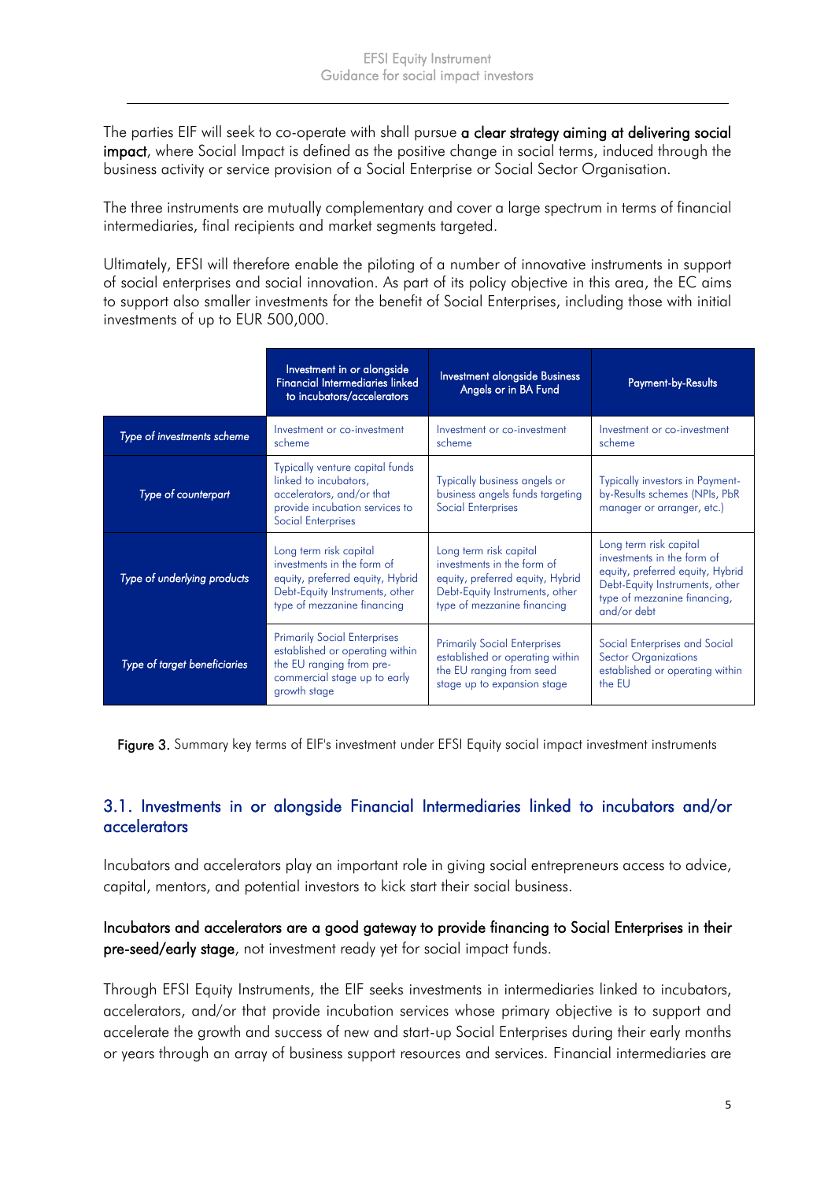The parties EIF will seek to co-operate with shall pursue **a clear strategy aiming at delivering social impact**, where Social Impact is defined as the positive change in social terms, induced through the business activity or service provision of a Social Enterprise or Social Sector Organisation.

The three instruments are mutually complementary and cover a large spectrum in terms of financial intermediaries, final recipients and market segments targeted.

Ultimately, EFSI will therefore enable the piloting of a number of innovative instruments in support of social enterprises and social innovation. As part of its policy objective in this area, the EC aims to support also smaller investments for the benefit of Social Enterprises, including those with initial investments of up to EUR 500,000.

| | Investment in or alongside Financial Intermediaries linked to incubators/accelerators | Investment alongside Business Angels or in BA Fund | Payment-by-Results |
|---|---|---|---|
| *Type of investments scheme* | Investment or co-investment scheme | Investment or co-investment scheme | Investment or co-investment scheme |
| *Type of counterpart* | Typically venture capital funds linked to incubators, accelerators, and/or that provide incubation services to Social Enterprises | Typically business angels or business angels funds targeting Social Enterprises | Typically investors in Payment-by-Results schemes (NPIs, PbR manager or arranger, etc.) |
| *Type of underlying products* | Long term risk capital investments in the form of equity, preferred equity, Hybrid Debt-Equity Instruments, other type of mezzanine financing | Long term risk capital investments in the form of equity, preferred equity, Hybrid Debt-Equity Instruments, other type of mezzanine financing | Long term risk capital investments in the form of equity, preferred equity, Hybrid Debt-Equity Instruments, other type of mezzanine financing, and/or debt |
| *Type of target beneficiaries* | Primarily Social Enterprises established or operating within the EU ranging from pre-commercial stage up to early growth stage | Primarily Social Enterprises established or operating within the EU ranging from seed stage up to expansion stage | Social Enterprises and Social Sector Organizations established or operating within the EU |

**Figure 3.** Summary key terms of EIF's investment under EFSI Equity social impact investment instruments

## 3.1. Investments in or alongside Financial Intermediaries linked to incubators and/or accelerators

Incubators and accelerators play an important role in giving social entrepreneurs access to advice, capital, mentors, and potential investors to kick start their social business.

**Incubators and accelerators are a good gateway to provide financing to Social Enterprises in their pre-seed/early stage**, not investment ready yet for social impact funds.

Through EFSI Equity Instruments, the EIF seeks investments in intermediaries linked to incubators, accelerators, and/or that provide incubation services whose primary objective is to support and accelerate the growth and success of new and start-up Social Enterprises during their early months or years through an array of business support resources and services. Financial intermediaries are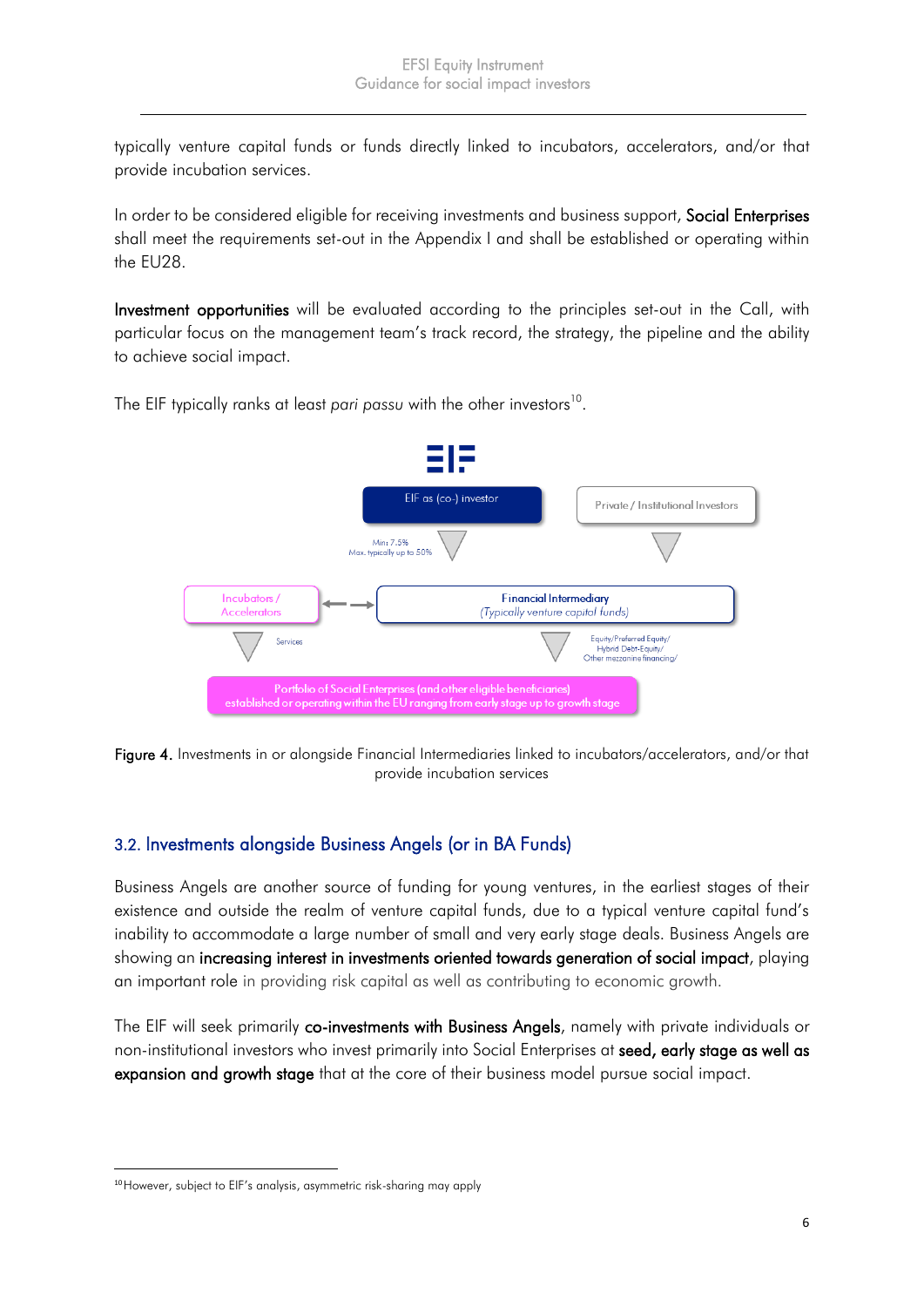typically venture capital funds or funds directly linked to incubators, accelerators, and/or that provide incubation services.

In order to be considered eligible for receiving investments and business support, **Social Enterprises** shall meet the requirements set-out in the Appendix I and shall be established or operating within the EU28.

**Investment opportunities** will be evaluated according to the principles set-out in the Call, with particular focus on the management team's track record, the strategy, the pipeline and the ability to achieve social impact.

The EIF typically ranks at least *pari passu* with the other investors[10].

EIF

EIF as (co-) investor

Private / Institutional Investors

Min: 7.5%
Max. typically up to 50%

Incubators / Accelerators

Financial Intermediary
*(Typically venture capital funds)*

Services

Equity/Preferred Equity/ Hybrid Debt-Equity/ Other mezzanine financing/

Portfolio of Social Enterprises (and other eligible beneficiaries) established or operating within the EU ranging from early stage up to growth stage

**Figure 4.** Investments in or alongside Financial Intermediaries linked to incubators/accelerators, and/or that provide incubation services

## 3.2. Investments alongside Business Angels (or in BA Funds)

Business Angels are another source of funding for young ventures, in the earliest stages of their existence and outside the realm of venture capital funds, due to a typical venture capital fund's inability to accommodate a large number of small and very early stage deals. Business Angels are showing an **increasing interest in investments oriented towards generation of social impact**, playing an important role in providing risk capital as well as contributing to economic growth.

The EIF will seek primarily **co-investments with Business Angels**, namely with private individuals or non-institutional investors who invest primarily into Social Enterprises at **seed, early stage as well as expansion and growth stage** that at the core of their business model pursue social impact.

[10] However, subject to EIF's analysis, asymmetric risk-sharing may apply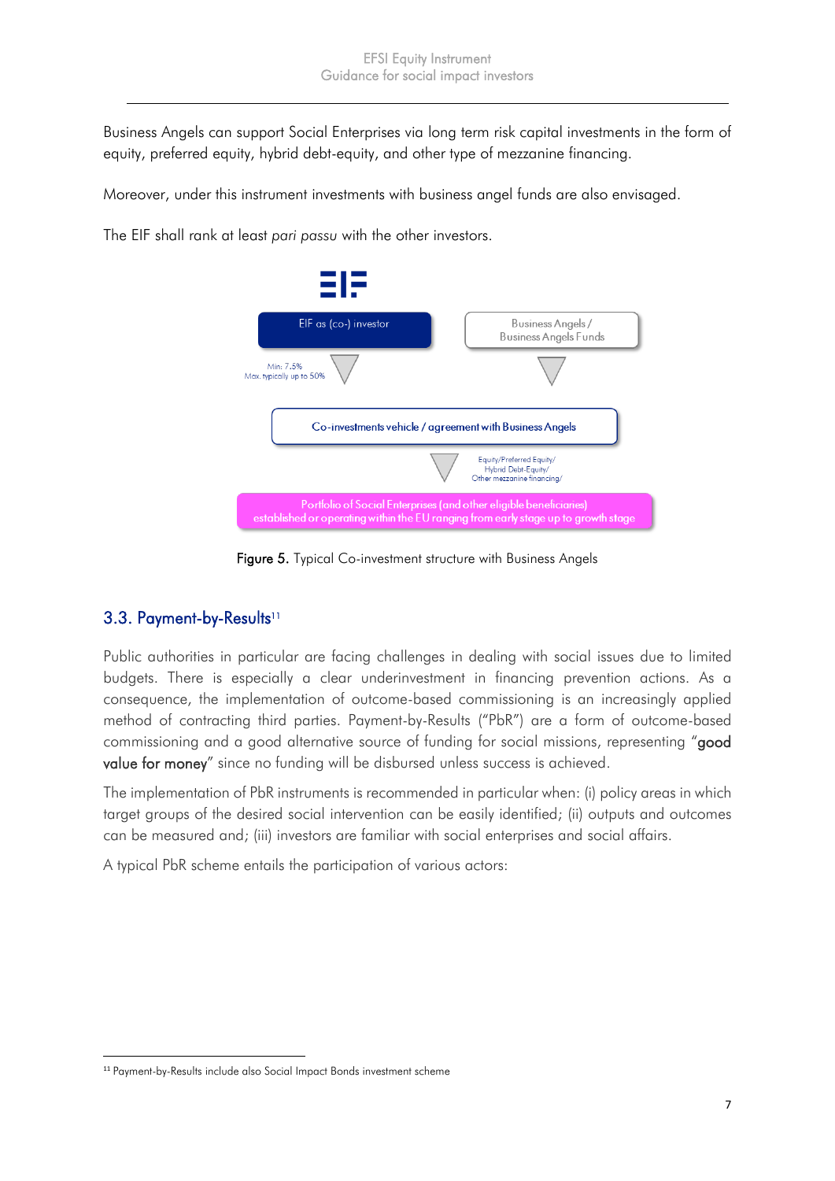Business Angels can support Social Enterprises via long term risk capital investments in the form of equity, preferred equity, hybrid debt-equity, and other type of mezzanine financing.

Moreover, under this instrument investments with business angel funds are also envisaged.

The EIF shall rank at least *pari passu* with the other investors.

EIF as (co-) investor

Business Angels / Business Angels Funds

Min: 7.5%
Max. typically up to 50%

Co-investments vehicle / agreement with Business Angels

Equity/Preferred Equity/
Hybrid Debt-Equity/
Other mezzanine financing/

Portfolio of Social Enterprises (and other eligible beneficiaries) established or operating within the EU ranging from early stage up to growth stage

**Figure 5.** Typical Co-investment structure with Business Angels

## 3.3. Payment-by-Results[11]

Public authorities in particular are facing challenges in dealing with social issues due to limited budgets. There is especially a clear underinvestment in financing prevention actions. As a consequence, the implementation of outcome-based commissioning is an increasingly applied method of contracting third parties. Payment-by-Results ("PbR") are a form of outcome-based commissioning and a good alternative source of funding for social missions, representing "**good value for money**" since no funding will be disbursed unless success is achieved.

The implementation of PbR instruments is recommended in particular when: (i) policy areas in which target groups of the desired social intervention can be easily identified; (ii) outputs and outcomes can be measured and; (iii) investors are familiar with social enterprises and social affairs.

A typical PbR scheme entails the participation of various actors:

[11] Payment-by-Results include also Social Impact Bonds investment scheme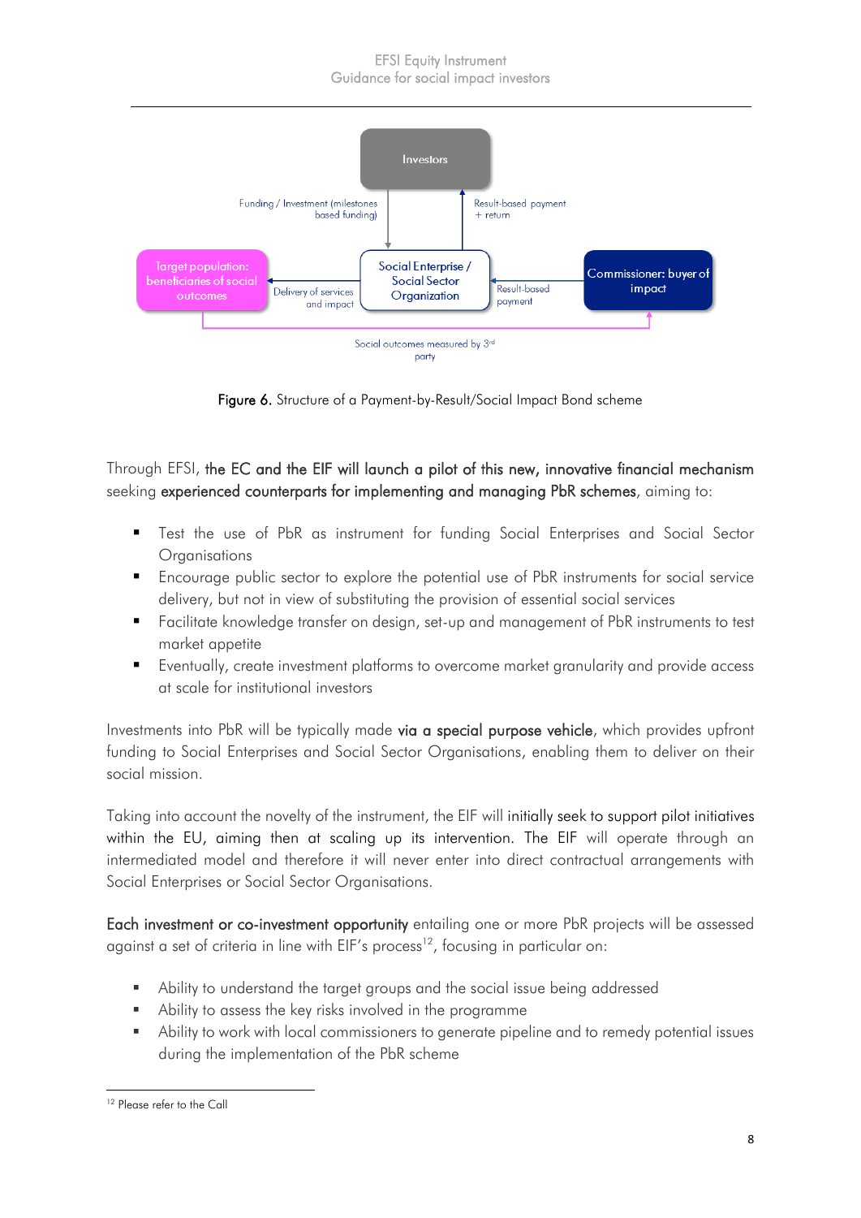Figure 6. Structure of a Payment-by-Result/Social Impact Bond scheme

Through EFSI, **the EC and the EIF will launch a pilot of this new, innovative financial mechanism** seeking **experienced counterparts for implementing and managing PbR schemes**, aiming to:

- Test the use of PbR as instrument for funding Social Enterprises and Social Sector Organisations
- Encourage public sector to explore the potential use of PbR instruments for social service delivery, but not in view of substituting the provision of essential social services
- Facilitate knowledge transfer on design, set-up and management of PbR instruments to test market appetite
- Eventually, create investment platforms to overcome market granularity and provide access at scale for institutional investors

Investments into PbR will be typically made **via a special purpose vehicle**, which provides upfront funding to Social Enterprises and Social Sector Organisations, enabling them to deliver on their social mission.

Taking into account the novelty of the instrument, the EIF will **initially seek to support pilot initiatives within the EU, aiming then at scaling up its intervention.** The EIF will operate through an intermediated model and therefore it will never enter into direct contractual arrangements with Social Enterprises or Social Sector Organisations.

**Each investment or co-investment opportunity** entailing one or more PbR projects will be assessed against a set of criteria in line with EIF's process[12], focusing in particular on:

- Ability to understand the target groups and the social issue being addressed
- Ability to assess the key risks involved in the programme
- Ability to work with local commissioners to generate pipeline and to remedy potential issues during the implementation of the PbR scheme

[12] Please refer to the Call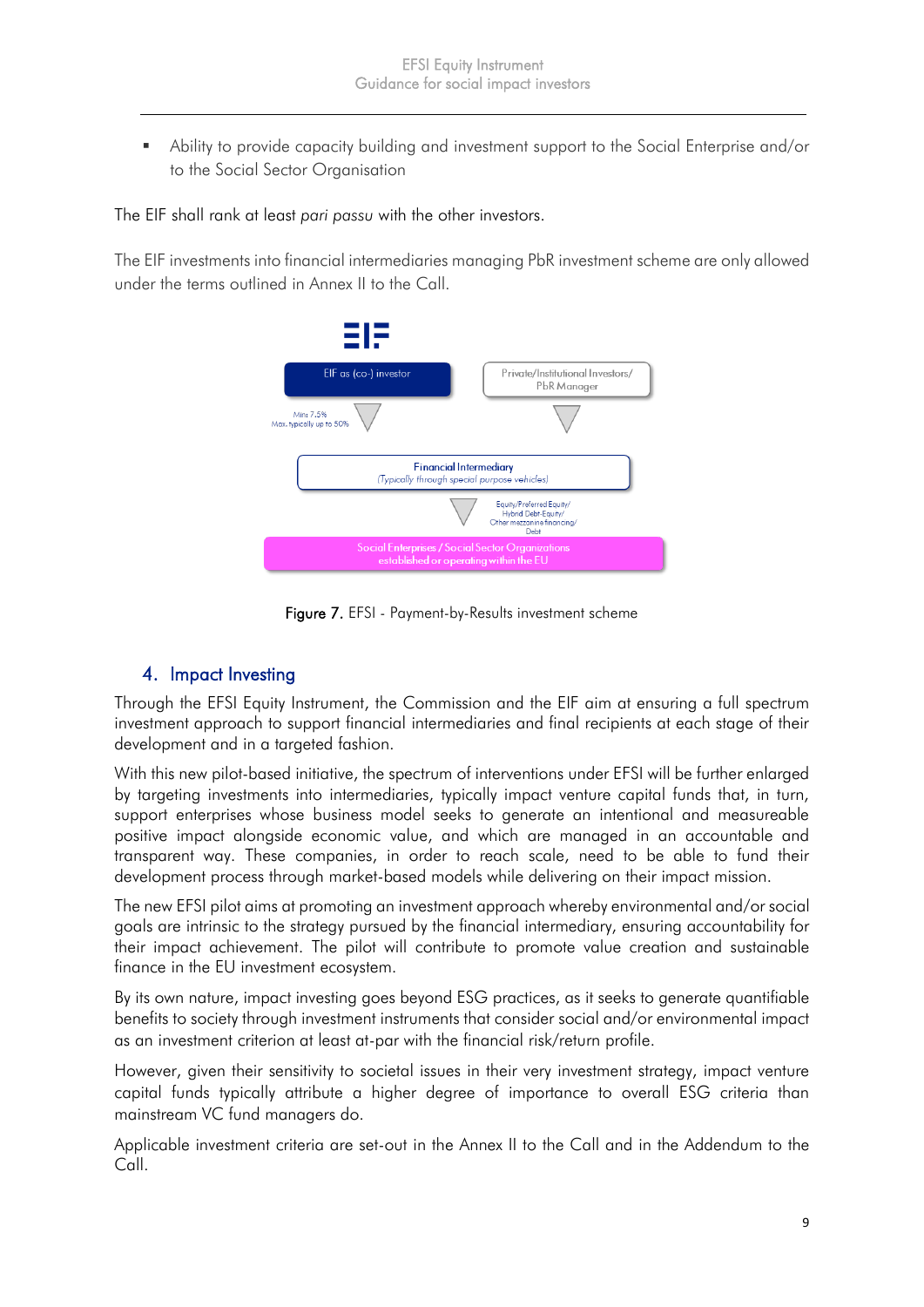- Ability to provide capacity building and investment support to the Social Enterprise and/or to the Social Sector Organisation

The EIF shall rank at least *pari passu* with the other investors.

The EIF investments into financial intermediaries managing PbR investment scheme are only allowed under the terms outlined in Annex II to the Call.

EIF as (co-) investor

Min: 7.5%
Max. typically up to 50%

Private/Institutional Investors/ PbR Manager

Financial Intermediary
(Typically through special purpose vehicles)

Equity/Preferred Equity/ Hybrid Debt-Equity/ Other mezzanine financing/ Debt

Social Enterprises / Social Sector Organizations established or operating within the EU

**Figure 7.** EFSI - Payment-by-Results investment scheme

## 4. Impact Investing

Through the EFSI Equity Instrument, the Commission and the EIF aim at ensuring a full spectrum investment approach to support financial intermediaries and final recipients at each stage of their development and in a targeted fashion.

With this new pilot-based initiative, the spectrum of interventions under EFSI will be further enlarged by targeting investments into intermediaries, typically impact venture capital funds that, in turn, support enterprises whose business model seeks to generate an intentional and measureable positive impact alongside economic value, and which are managed in an accountable and transparent way. These companies, in order to reach scale, need to be able to fund their development process through market-based models while delivering on their impact mission.

The new EFSI pilot aims at promoting an investment approach whereby environmental and/or social goals are intrinsic to the strategy pursued by the financial intermediary, ensuring accountability for their impact achievement. The pilot will contribute to promote value creation and sustainable finance in the EU investment ecosystem.

By its own nature, impact investing goes beyond ESG practices, as it seeks to generate quantifiable benefits to society through investment instruments that consider social and/or environmental impact as an investment criterion at least at-par with the financial risk/return profile.

However, given their sensitivity to societal issues in their very investment strategy, impact venture capital funds typically attribute a higher degree of importance to overall ESG criteria than mainstream VC fund managers do.

Applicable investment criteria are set-out in the Annex II to the Call and in the Addendum to the Call.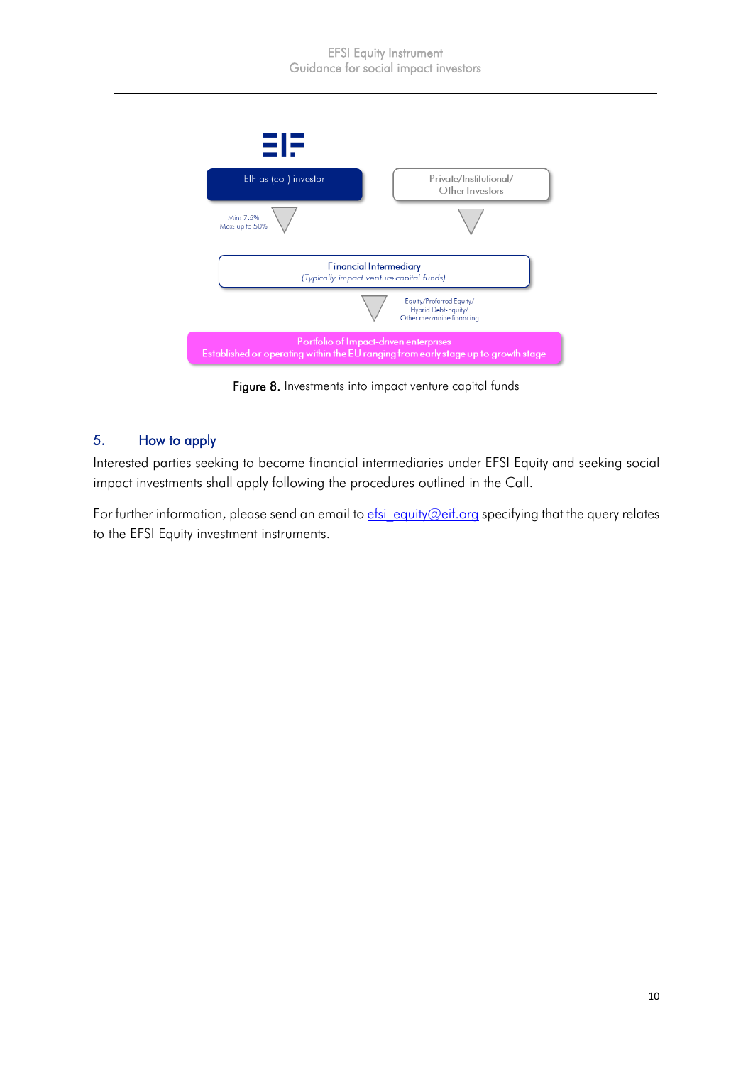EIF as (co-) investor

Min: 7.5%
Max: up to 50%

Private/Institutional/ Other Investors

Financial Intermediary
*(Typically impact venture capital funds)*

Equity/Preferred Equity/ Hybrid Debt-Equity/ Other mezzanine financing

Portfolio of Impact-driven enterprises
Established or operating within the EU ranging from early stage up to growth stage

**Figure 8.** Investments into impact venture capital funds

## 5. How to apply

Interested parties seeking to become financial intermediaries under EFSI Equity and seeking social impact investments shall apply following the procedures outlined in the Call.

For further information, please send an email to efsi_equity@eif.org specifying that the query relates to the EFSI Equity investment instruments.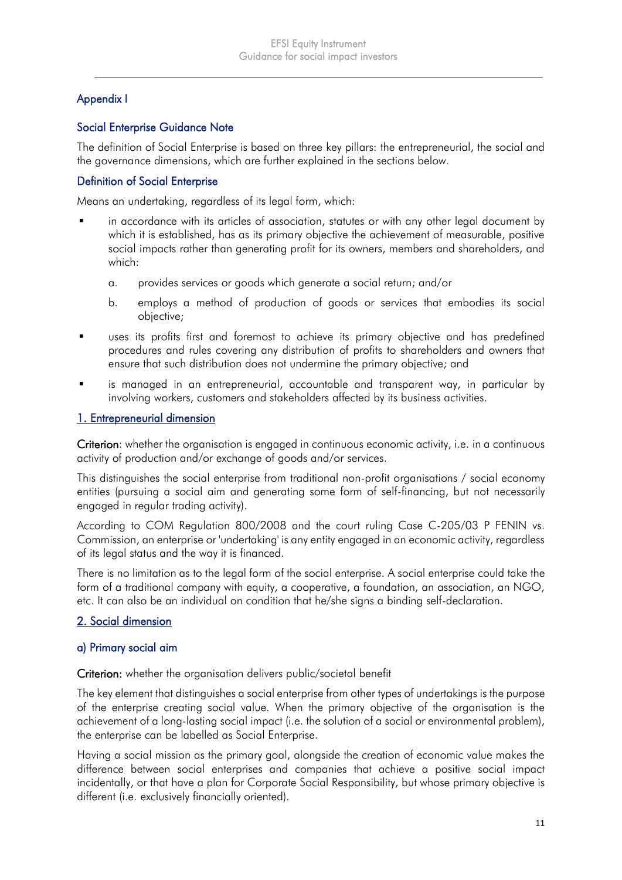## Appendix I

### Social Enterprise Guidance Note

The definition of Social Enterprise is based on three key pillars: the entrepreneurial, the social and the governance dimensions, which are further explained in the sections below.

### Definition of Social Enterprise

Means an undertaking, regardless of its legal form, which:

- in accordance with its articles of association, statutes or with any other legal document by which it is established, has as its primary objective the achievement of measurable, positive social impacts rather than generating profit for its owners, members and shareholders, and which:
  - a. provides services or goods which generate a social return; and/or
  - b. employs a method of production of goods or services that embodies its social objective;
- uses its profits first and foremost to achieve its primary objective and has predefined procedures and rules covering any distribution of profits to shareholders and owners that ensure that such distribution does not undermine the primary objective; and
- is managed in an entrepreneurial, accountable and transparent way, in particular by involving workers, customers and stakeholders affected by its business activities.

### 1. Entrepreneurial dimension

**Criterion**: whether the organisation is engaged in continuous economic activity, i.e. in a continuous activity of production and/or exchange of goods and/or services.

This distinguishes the social enterprise from traditional non-profit organisations / social economy entities (pursuing a social aim and generating some form of self-financing, but not necessarily engaged in regular trading activity).

According to COM Regulation 800/2008 and the court ruling Case C-205/03 P FENIN vs. Commission, an enterprise or 'undertaking' is any entity engaged in an economic activity, regardless of its legal status and the way it is financed.

There is no limitation as to the legal form of the social enterprise. A social enterprise could take the form of a traditional company with equity, a cooperative, a foundation, an association, an NGO, etc. It can also be an individual on condition that he/she signs a binding self-declaration.

### 2. Social dimension

#### a) Primary social aim

**Criterion:** whether the organisation delivers public/societal benefit

The key element that distinguishes a social enterprise from other types of undertakings is the purpose of the enterprise creating social value. When the primary objective of the organisation is the achievement of a long-lasting social impact (i.e. the solution of a social or environmental problem), the enterprise can be labelled as Social Enterprise.

Having a social mission as the primary goal, alongside the creation of economic value makes the difference between social enterprises and companies that achieve a positive social impact incidentally, or that have a plan for Corporate Social Responsibility, but whose primary objective is different (i.e. exclusively financially oriented).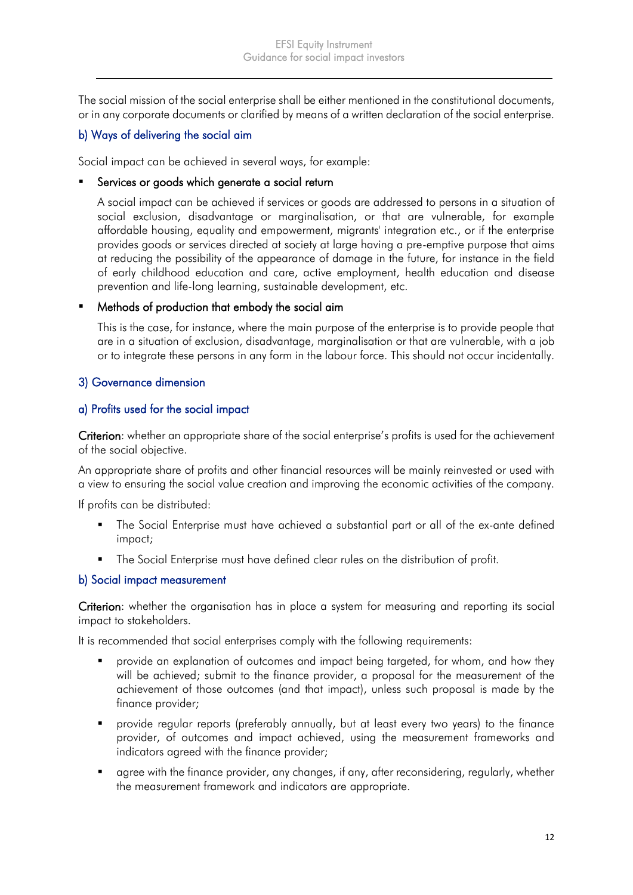The social mission of the social enterprise shall be either mentioned in the constitutional documents, or in any corporate documents or clarified by means of a written declaration of the social enterprise.

### b) Ways of delivering the social aim

Social impact can be achieved in several ways, for example:

- **Services or goods which generate a social return**

  A social impact can be achieved if services or goods are addressed to persons in a situation of social exclusion, disadvantage or marginalisation, or that are vulnerable, for example affordable housing, equality and empowerment, migrants' integration etc., or if the enterprise provides goods or services directed at society at large having a pre-emptive purpose that aims at reducing the possibility of the appearance of damage in the future, for instance in the field of early childhood education and care, active employment, health education and disease prevention and life-long learning, sustainable development, etc.

- **Methods of production that embody the social aim**

  This is the case, for instance, where the main purpose of the enterprise is to provide people that are in a situation of exclusion, disadvantage, marginalisation or that are vulnerable, with a job or to integrate these persons in any form in the labour force. This should not occur incidentally.

## 3) Governance dimension

### a) Profits used for the social impact

**Criterion**: whether an appropriate share of the social enterprise's profits is used for the achievement of the social objective.

An appropriate share of profits and other financial resources will be mainly reinvested or used with a view to ensuring the social value creation and improving the economic activities of the company.

If profits can be distributed:

- The Social Enterprise must have achieved a substantial part or all of the ex-ante defined impact;
- The Social Enterprise must have defined clear rules on the distribution of profit.

### b) Social impact measurement

**Criterion**: whether the organisation has in place a system for measuring and reporting its social impact to stakeholders.

It is recommended that social enterprises comply with the following requirements:

- provide an explanation of outcomes and impact being targeted, for whom, and how they will be achieved; submit to the finance provider, a proposal for the measurement of the achievement of those outcomes (and that impact), unless such proposal is made by the finance provider;
- provide regular reports (preferably annually, but at least every two years) to the finance provider, of outcomes and impact achieved, using the measurement frameworks and indicators agreed with the finance provider;
- agree with the finance provider, any changes, if any, after reconsidering, regularly, whether the measurement framework and indicators are appropriate.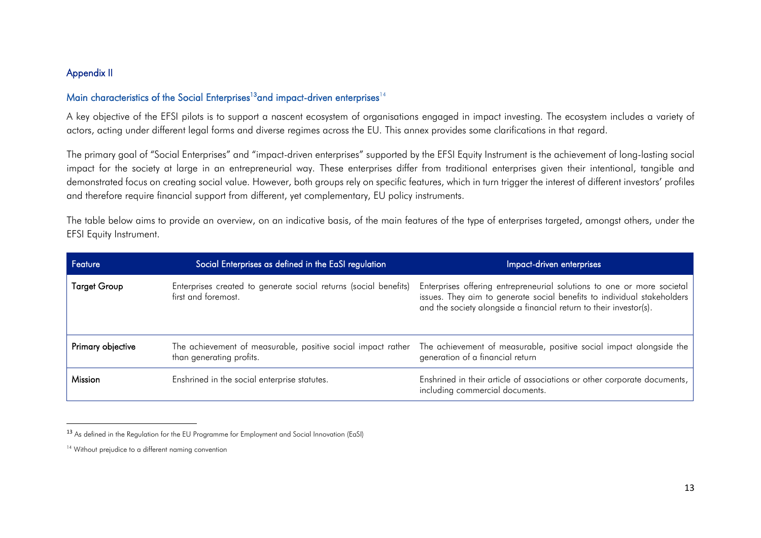## Appendix II

### Main characteristics of the Social Enterprises[13] and impact-driven enterprises[14]

A key objective of the EFSI pilots is to support a nascent ecosystem of organisations engaged in impact investing. The ecosystem includes a variety of actors, acting under different legal forms and diverse regimes across the EU. This annex provides some clarifications in that regard.

The primary goal of "Social Enterprises" and "impact-driven enterprises" supported by the EFSI Equity Instrument is the achievement of long-lasting social impact for the society at large in an entrepreneurial way. These enterprises differ from traditional enterprises given their intentional, tangible and demonstrated focus on creating social value. However, both groups rely on specific features, which in turn trigger the interest of different investors' profiles and therefore require financial support from different, yet complementary, EU policy instruments.

The table below aims to provide an overview, on an indicative basis, of the main features of the type of enterprises targeted, amongst others, under the EFSI Equity Instrument.

| Feature | Social Enterprises as defined in the EaSI regulation | Impact-driven enterprises |
|---|---|---|
| **Target Group** | Enterprises created to generate social returns (social benefits) first and foremost. | Enterprises offering entrepreneurial solutions to one or more societal issues. They aim to generate social benefits to individual stakeholders and the society alongside a financial return to their investor(s). |
| **Primary objective** | The achievement of measurable, positive social impact rather than generating profits. | The achievement of measurable, positive social impact alongside the generation of a financial return |
| **Mission** | Enshrined in the social enterprise statutes. | Enshrined in their article of associations or other corporate documents, including commercial documents. |

[13] As defined in the Regulation for the EU Programme for Employment and Social Innovation (EaSI)

[14] Without prejudice to a different naming convention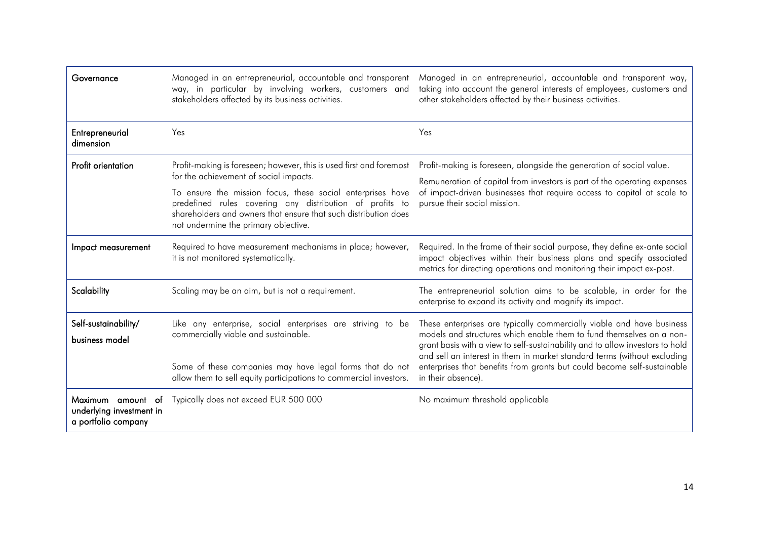| | | |
|---|---|---|
| **Governance** | Managed in an entrepreneurial, accountable and transparent way, in particular by involving workers, customers and stakeholders affected by its business activities. | Managed in an entrepreneurial, accountable and transparent way, taking into account the general interests of employees, customers and other stakeholders affected by their business activities. |
| **Entrepreneurial dimension** | Yes | Yes |
| **Profit orientation** | Profit-making is foreseen; however, this is used first and foremost for the achievement of social impacts.<br><br>To ensure the mission focus, these social enterprises have predefined rules covering any distribution of profits to shareholders and owners that ensure that such distribution does not undermine the primary objective. | Profit-making is foreseen, alongside the generation of social value.<br><br>Remuneration of capital from investors is part of the operating expenses of impact-driven businesses that require access to capital at scale to pursue their social mission. |
| **Impact measurement** | Required to have measurement mechanisms in place; however, it is not monitored systematically. | Required. In the frame of their social purpose, they define ex-ante social impact objectives within their business plans and specify associated metrics for directing operations and monitoring their impact ex-post. |
| **Scalability** | Scaling may be an aim, but is not a requirement. | The entrepreneurial solution aims to be scalable, in order for the enterprise to expand its activity and magnify its impact. |
| **Self-sustainability/ business model** | Like any enterprise, social enterprises are striving to be commercially viable and sustainable.<br><br>Some of these companies may have legal forms that do not allow them to sell equity participations to commercial investors. | These enterprises are typically commercially viable and have business models and structures which enable them to fund themselves on a non-grant basis with a view to self-sustainability and to allow investors to hold and sell an interest in them in market standard terms (without excluding enterprises that benefits from grants but could become self-sustainable in their absence). |
| **Maximum amount of underlying investment in a portfolio company** | Typically does not exceed EUR 500 000 | No maximum threshold applicable |